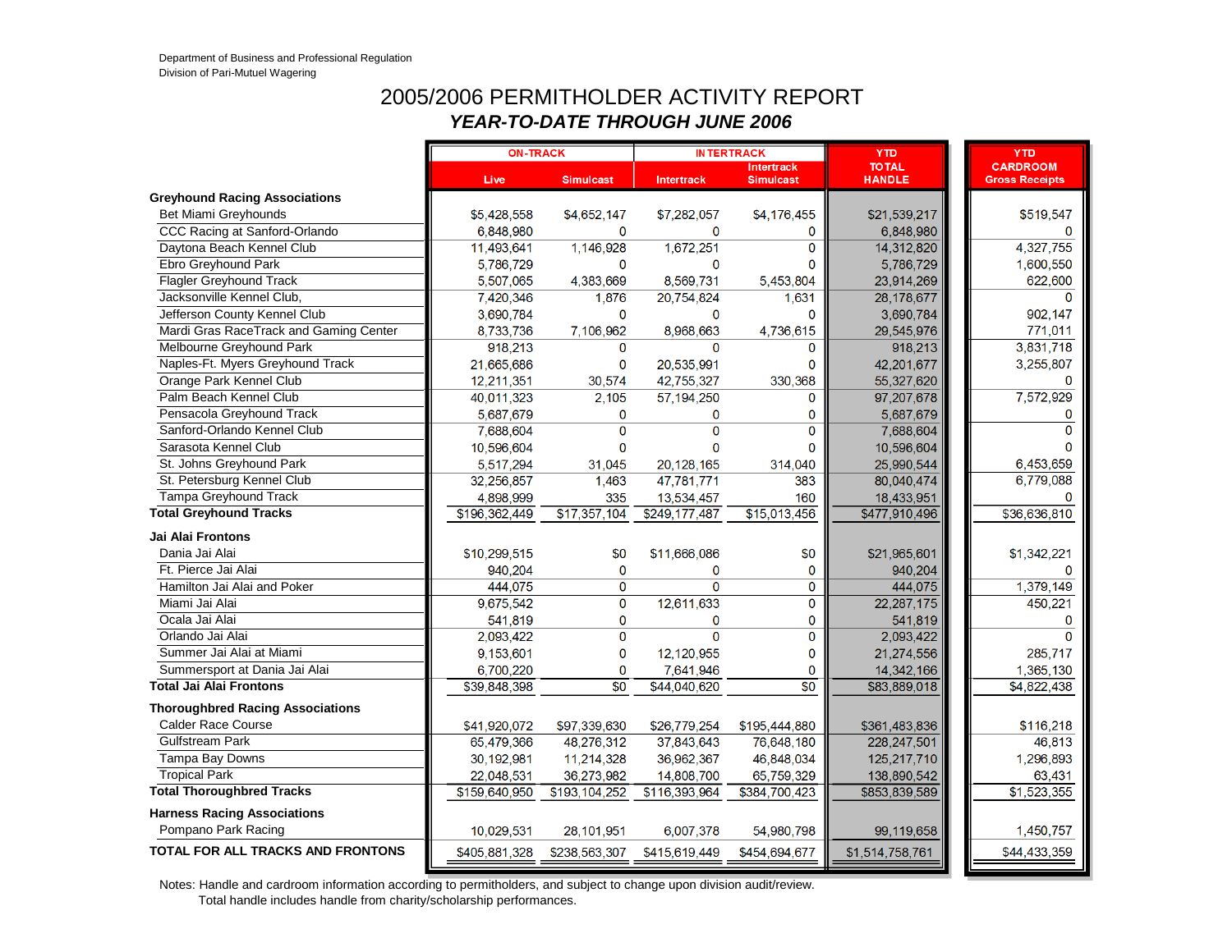Department of Business and Professional Regulation
Division of Pari-Mutuel Wagering

# 2005/2006 PERMITHOLDER ACTIVITY REPORT

## *YEAR-TO-DATE THROUGH JUNE 2006*

| | ON-TRACK | | INTERTRACK | | YTD | YTD |
|---|---|---|---|---|---|---|
| | Live | Simulcast | Intertrack | Intertrack Simulcast | TOTAL HANDLE | CARDROOM Gross Receipts |
| **Greyhound Racing Associations** | | | | | | |
| Bet Miami Greyhounds | $5,428,558 | $4,652,147 | $7,282,057 | $4,176,455 | $21,539,217 | $519,547 |
| CCC Racing at Sanford-Orlando | 6,848,980 | 0 | 0 | 0 | 6,848,980 | 0 |
| Daytona Beach Kennel Club | 11,493,641 | 1,146,928 | 1,672,251 | 0 | 14,312,820 | 4,327,755 |
| Ebro Greyhound Park | 5,786,729 | 0 | 0 | 0 | 5,786,729 | 1,600,550 |
| Flagler Greyhound Track | 5,507,065 | 4,383,669 | 8,569,731 | 5,453,804 | 23,914,269 | 622,600 |
| Jacksonville Kennel Club, | 7,420,346 | 1,876 | 20,754,824 | 1,631 | 28,178,677 | 0 |
| Jefferson County Kennel Club | 3,690,784 | 0 | 0 | 0 | 3,690,784 | 902,147 |
| Mardi Gras RaceTrack and Gaming Center | 8,733,736 | 7,106,962 | 8,968,663 | 4,736,615 | 29,545,976 | 771,011 |
| Melbourne Greyhound Park | 918,213 | 0 | 0 | 0 | 918,213 | 3,831,718 |
| Naples-Ft. Myers Greyhound Track | 21,665,686 | 0 | 20,535,991 | 0 | 42,201,677 | 3,255,807 |
| Orange Park Kennel Club | 12,211,351 | 30,574 | 42,755,327 | 330,368 | 55,327,620 | 0 |
| Palm Beach Kennel Club | 40,011,323 | 2,105 | 57,194,250 | 0 | 97,207,678 | 7,572,929 |
| Pensacola Greyhound Track | 5,687,679 | 0 | 0 | 0 | 5,687,679 | 0 |
| Sanford-Orlando Kennel Club | 7,688,604 | 0 | 0 | 0 | 7,688,604 | 0 |
| Sarasota Kennel Club | 10,596,604 | 0 | 0 | 0 | 10,596,604 | 0 |
| St. Johns Greyhound Park | 5,517,294 | 31,045 | 20,128,165 | 314,040 | 25,990,544 | 6,453,659 |
| St. Petersburg Kennel Club | 32,256,857 | 1,463 | 47,781,771 | 383 | 80,040,474 | 6,779,088 |
| Tampa Greyhound Track | 4,898,999 | 335 | 13,534,457 | 160 | 18,433,951 | 0 |
| **Total Greyhound Tracks** | $196,362,449 | $17,357,104 | $249,177,487 | $15,013,456 | $477,910,496 | $36,636,810 |
| **Jai Alai Frontons** | | | | | | |
| Dania Jai Alai | $10,299,515 | $0 | $11,666,086 | $0 | $21,965,601 | $1,342,221 |
| Ft. Pierce Jai Alai | 940,204 | 0 | 0 | 0 | 940,204 | 0 |
| Hamilton Jai Alai and Poker | 444,075 | 0 | 0 | 0 | 444,075 | 1,379,149 |
| Miami Jai Alai | 9,675,542 | 0 | 12,611,633 | 0 | 22,287,175 | 450,221 |
| Ocala Jai Alai | 541,819 | 0 | 0 | 0 | 541,819 | 0 |
| Orlando Jai Alai | 2,093,422 | 0 | 0 | 0 | 2,093,422 | 0 |
| Summer Jai Alai at Miami | 9,153,601 | 0 | 12,120,955 | 0 | 21,274,556 | 285,717 |
| Summersport at Dania Jai Alai | 6,700,220 | 0 | 7,641,946 | 0 | 14,342,166 | 1,365,130 |
| **Total Jai Alai Frontons** | $39,848,398 | $0 | $44,040,620 | $0 | $83,889,018 | $4,822,438 |
| **Thoroughbred Racing Associations** | | | | | | |
| Calder Race Course | $41,920,072 | $97,339,630 | $26,779,254 | $195,444,880 | $361,483,836 | $116,218 |
| Gulfstream Park | 65,479,366 | 48,276,312 | 37,843,643 | 76,648,180 | 228,247,501 | 46,813 |
| Tampa Bay Downs | 30,192,981 | 11,214,328 | 36,962,367 | 46,848,034 | 125,217,710 | 1,296,893 |
| Tropical Park | 22,048,531 | 36,273,982 | 14,808,700 | 65,759,329 | 138,890,542 | 63,431 |
| **Total Thoroughbred Tracks** | $159,640,950 | $193,104,252 | $116,393,964 | $384,700,423 | $853,839,589 | $1,523,355 |
| **Harness Racing Associations** | | | | | | |
| Pompano Park Racing | 10,029,531 | 28,101,951 | 6,007,378 | 54,980,798 | 99,119,658 | 1,450,757 |
| **TOTAL FOR ALL TRACKS AND FRONTONS** | $405,881,328 | $238,563,307 | $415,619,449 | $454,694,677 | $1,514,758,761 | $44,433,359 |

Notes: Handle and cardroom information according to permitholders, and subject to change upon division audit/review.
Total handle includes handle from charity/scholarship performances.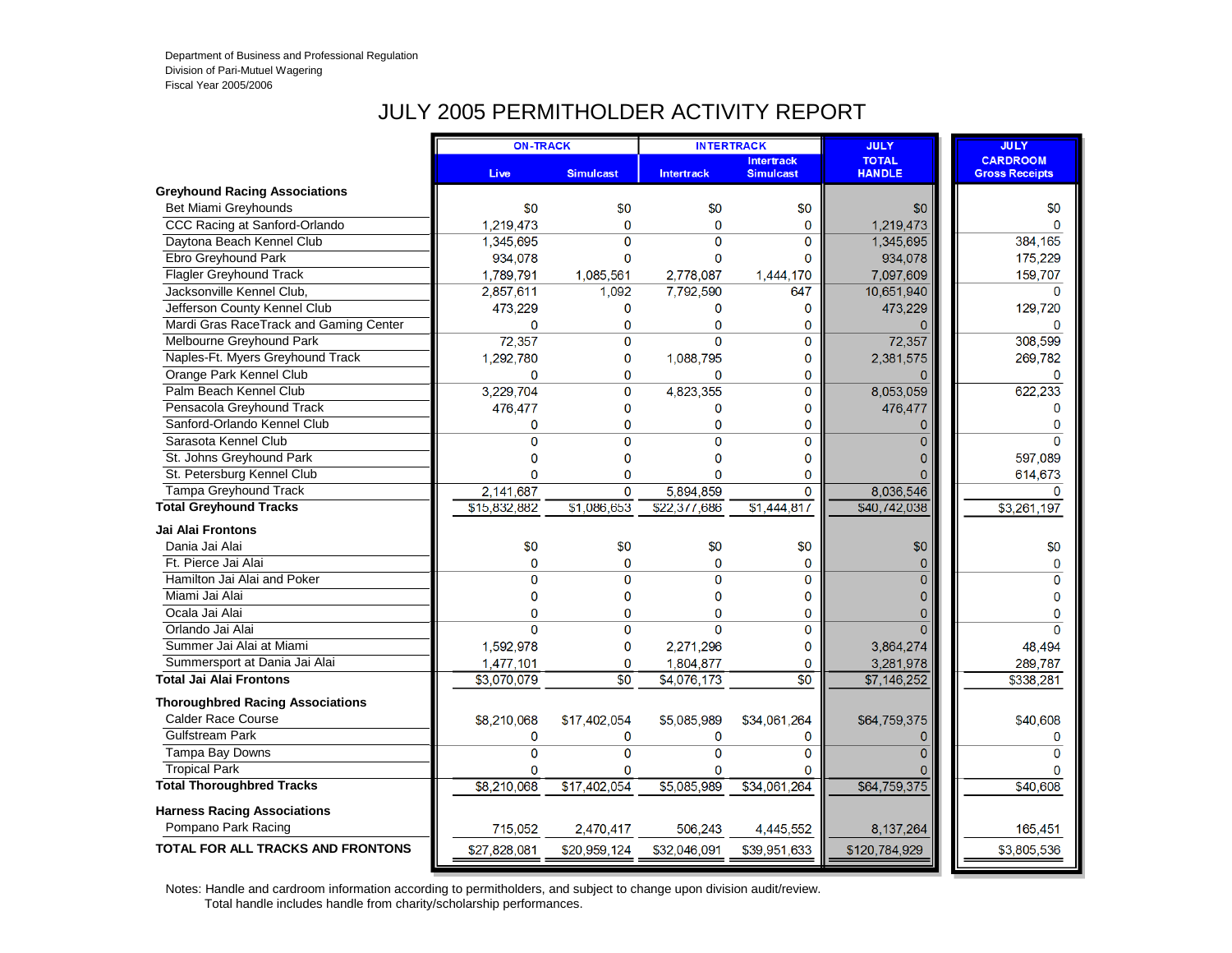Department of Business and Professional Regulation
Division of Pari-Mutuel Wagering
Fiscal Year 2005/2006

# JULY 2005 PERMITHOLDER ACTIVITY REPORT

| | ON-TRACK | | INTERTRACK | | JULY | JULY |
|---|---|---|---|---|---|---|
| | Live | Simulcast | Intertrack | Intertrack Simulcast | TOTAL HANDLE | CARDROOM Gross Receipts |
| **Greyhound Racing Associations** | | | | | | |
| Bet Miami Greyhounds | $0 | $0 | $0 | $0 | $0 | $0 |
| CCC Racing at Sanford-Orlando | 1,219,473 | 0 | 0 | 0 | 1,219,473 | 0 |
| Daytona Beach Kennel Club | 1,345,695 | 0 | 0 | 0 | 1,345,695 | 384,165 |
| Ebro Greyhound Park | 934,078 | 0 | 0 | 0 | 934,078 | 175,229 |
| Flagler Greyhound Track | 1,789,791 | 1,085,561 | 2,778,087 | 1,444,170 | 7,097,609 | 159,707 |
| Jacksonville Kennel Club, | 2,857,611 | 1,092 | 7,792,590 | 647 | 10,651,940 | 0 |
| Jefferson County Kennel Club | 473,229 | 0 | 0 | 0 | 473,229 | 129,720 |
| Mardi Gras RaceTrack and Gaming Center | 0 | 0 | 0 | 0 | 0 | 0 |
| Melbourne Greyhound Park | 72,357 | 0 | 0 | 0 | 72,357 | 308,599 |
| Naples-Ft. Myers Greyhound Track | 1,292,780 | 0 | 1,088,795 | 0 | 2,381,575 | 269,782 |
| Orange Park Kennel Club | 0 | 0 | 0 | 0 | 0 | 0 |
| Palm Beach Kennel Club | 3,229,704 | 0 | 4,823,355 | 0 | 8,053,059 | 622,233 |
| Pensacola Greyhound Track | 476,477 | 0 | 0 | 0 | 476,477 | 0 |
| Sanford-Orlando Kennel Club | 0 | 0 | 0 | 0 | 0 | 0 |
| Sarasota Kennel Club | 0 | 0 | 0 | 0 | 0 | 0 |
| St. Johns Greyhound Park | 0 | 0 | 0 | 0 | 0 | 597,089 |
| St. Petersburg Kennel Club | 0 | 0 | 0 | 0 | 0 | 614,673 |
| Tampa Greyhound Track | 2,141,687 | 0 | 5,894,859 | 0 | 8,036,546 | 0 |
| **Total Greyhound Tracks** | $15,832,882 | $1,086,653 | $22,377,686 | $1,444,817 | $40,742,038 | $3,261,197 |
| **Jai Alai Frontons** | | | | | | |
| Dania Jai Alai | $0 | $0 | $0 | $0 | $0 | $0 |
| Ft. Pierce Jai Alai | 0 | 0 | 0 | 0 | 0 | 0 |
| Hamilton Jai Alai and Poker | 0 | 0 | 0 | 0 | 0 | 0 |
| Miami Jai Alai | 0 | 0 | 0 | 0 | 0 | 0 |
| Ocala Jai Alai | 0 | 0 | 0 | 0 | 0 | 0 |
| Orlando Jai Alai | 0 | 0 | 0 | 0 | 0 | 0 |
| Summer Jai Alai at Miami | 1,592,978 | 0 | 2,271,296 | 0 | 3,864,274 | 48,494 |
| Summersport at Dania Jai Alai | 1,477,101 | 0 | 1,804,877 | 0 | 3,281,978 | 289,787 |
| **Total Jai Alai Frontons** | $3,070,079 | $0 | $4,076,173 | $0 | $7,146,252 | $338,281 |
| **Thoroughbred Racing Associations** | | | | | | |
| Calder Race Course | $8,210,068 | $17,402,054 | $5,085,989 | $34,061,264 | $64,759,375 | $40,608 |
| Gulfstream Park | 0 | 0 | 0 | 0 | 0 | 0 |
| Tampa Bay Downs | 0 | 0 | 0 | 0 | 0 | 0 |
| Tropical Park | 0 | 0 | 0 | 0 | 0 | 0 |
| **Total Thoroughbred Tracks** | $8,210,068 | $17,402,054 | $5,085,989 | $34,061,264 | $64,759,375 | $40,608 |
| **Harness Racing Associations** | | | | | | |
| Pompano Park Racing | 715,052 | 2,470,417 | 506,243 | 4,445,552 | 8,137,264 | 165,451 |
| **TOTAL FOR ALL TRACKS AND FRONTONS** | $27,828,081 | $20,959,124 | $32,046,091 | $39,951,633 | $120,784,929 | $3,805,536 |

Notes: Handle and cardroom information according to permitholders, and subject to change upon division audit/review.
Total handle includes handle from charity/scholarship performances.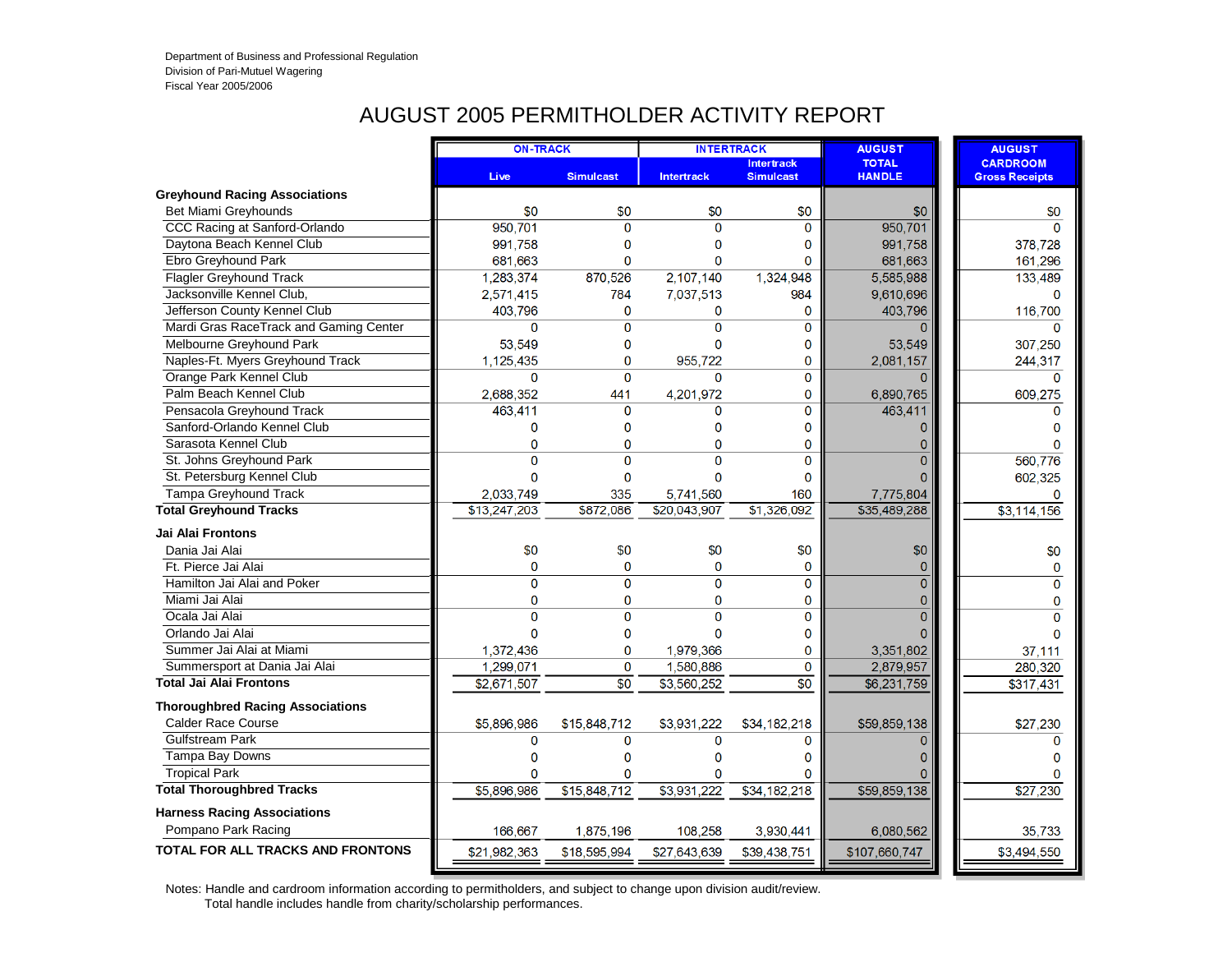Department of Business and Professional Regulation
Division of Pari-Mutuel Wagering
Fiscal Year 2005/2006

# AUGUST 2005 PERMITHOLDER ACTIVITY REPORT

| | ON-TRACK | | INTERTRACK | | AUGUST | AUGUST |
|---|---|---|---|---|---|---|
| | Live | Simulcast | Intertrack | Intertrack Simulcast | TOTAL HANDLE | CARDROOM Gross Receipts |
| **Greyhound Racing Associations** | | | | | | |
| Bet Miami Greyhounds | $0 | $0 | $0 | $0 | $0 | $0 |
| CCC Racing at Sanford-Orlando | 950,701 | 0 | 0 | 0 | 950,701 | 0 |
| Daytona Beach Kennel Club | 991,758 | 0 | 0 | 0 | 991,758 | 378,728 |
| Ebro Greyhound Park | 681,663 | 0 | 0 | 0 | 681,663 | 161,296 |
| Flagler Greyhound Track | 1,283,374 | 870,526 | 2,107,140 | 1,324,948 | 5,585,988 | 133,489 |
| Jacksonville Kennel Club, | 2,571,415 | 784 | 7,037,513 | 984 | 9,610,696 | 0 |
| Jefferson County Kennel Club | 403,796 | 0 | 0 | 0 | 403,796 | 116,700 |
| Mardi Gras RaceTrack and Gaming Center | 0 | 0 | 0 | 0 | 0 | 0 |
| Melbourne Greyhound Park | 53,549 | 0 | 0 | 0 | 53,549 | 307,250 |
| Naples-Ft. Myers Greyhound Track | 1,125,435 | 0 | 955,722 | 0 | 2,081,157 | 244,317 |
| Orange Park Kennel Club | 0 | 0 | 0 | 0 | 0 | 0 |
| Palm Beach Kennel Club | 2,688,352 | 441 | 4,201,972 | 0 | 6,890,765 | 609,275 |
| Pensacola Greyhound Track | 463,411 | 0 | 0 | 0 | 463,411 | 0 |
| Sanford-Orlando Kennel Club | 0 | 0 | 0 | 0 | 0 | 0 |
| Sarasota Kennel Club | 0 | 0 | 0 | 0 | 0 | 0 |
| St. Johns Greyhound Park | 0 | 0 | 0 | 0 | 0 | 560,776 |
| St. Petersburg Kennel Club | 0 | 0 | 0 | 0 | 0 | 602,325 |
| Tampa Greyhound Track | 2,033,749 | 335 | 5,741,560 | 160 | 7,775,804 | 0 |
| **Total Greyhound Tracks** | $13,247,203 | $872,086 | $20,043,907 | $1,326,092 | $35,489,288 | $3,114,156 |
| **Jai Alai Frontons** | | | | | | |
| Dania Jai Alai | $0 | $0 | $0 | $0 | $0 | $0 |
| Ft. Pierce Jai Alai | 0 | 0 | 0 | 0 | 0 | 0 |
| Hamilton Jai Alai and Poker | 0 | 0 | 0 | 0 | 0 | 0 |
| Miami Jai Alai | 0 | 0 | 0 | 0 | 0 | 0 |
| Ocala Jai Alai | 0 | 0 | 0 | 0 | 0 | 0 |
| Orlando Jai Alai | 0 | 0 | 0 | 0 | 0 | 0 |
| Summer Jai Alai at Miami | 1,372,436 | 0 | 1,979,366 | 0 | 3,351,802 | 37,111 |
| Summersport at Dania Jai Alai | 1,299,071 | 0 | 1,580,886 | 0 | 2,879,957 | 280,320 |
| **Total Jai Alai Frontons** | $2,671,507 | $0 | $3,560,252 | $0 | $6,231,759 | $317,431 |
| **Thoroughbred Racing Associations** | | | | | | |
| Calder Race Course | $5,896,986 | $15,848,712 | $3,931,222 | $34,182,218 | $59,859,138 | $27,230 |
| Gulfstream Park | 0 | 0 | 0 | 0 | 0 | 0 |
| Tampa Bay Downs | 0 | 0 | 0 | 0 | 0 | 0 |
| Tropical Park | 0 | 0 | 0 | 0 | 0 | 0 |
| **Total Thoroughbred Tracks** | $5,896,986 | $15,848,712 | $3,931,222 | $34,182,218 | $59,859,138 | $27,230 |
| **Harness Racing Associations** | | | | | | |
| Pompano Park Racing | 166,667 | 1,875,196 | 108,258 | 3,930,441 | 6,080,562 | 35,733 |
| **TOTAL FOR ALL TRACKS AND FRONTONS** | $21,982,363 | $18,595,994 | $27,643,639 | $39,438,751 | $107,660,747 | $3,494,550 |

Notes: Handle and cardroom information according to permitholders, and subject to change upon division audit/review.
Total handle includes handle from charity/scholarship performances.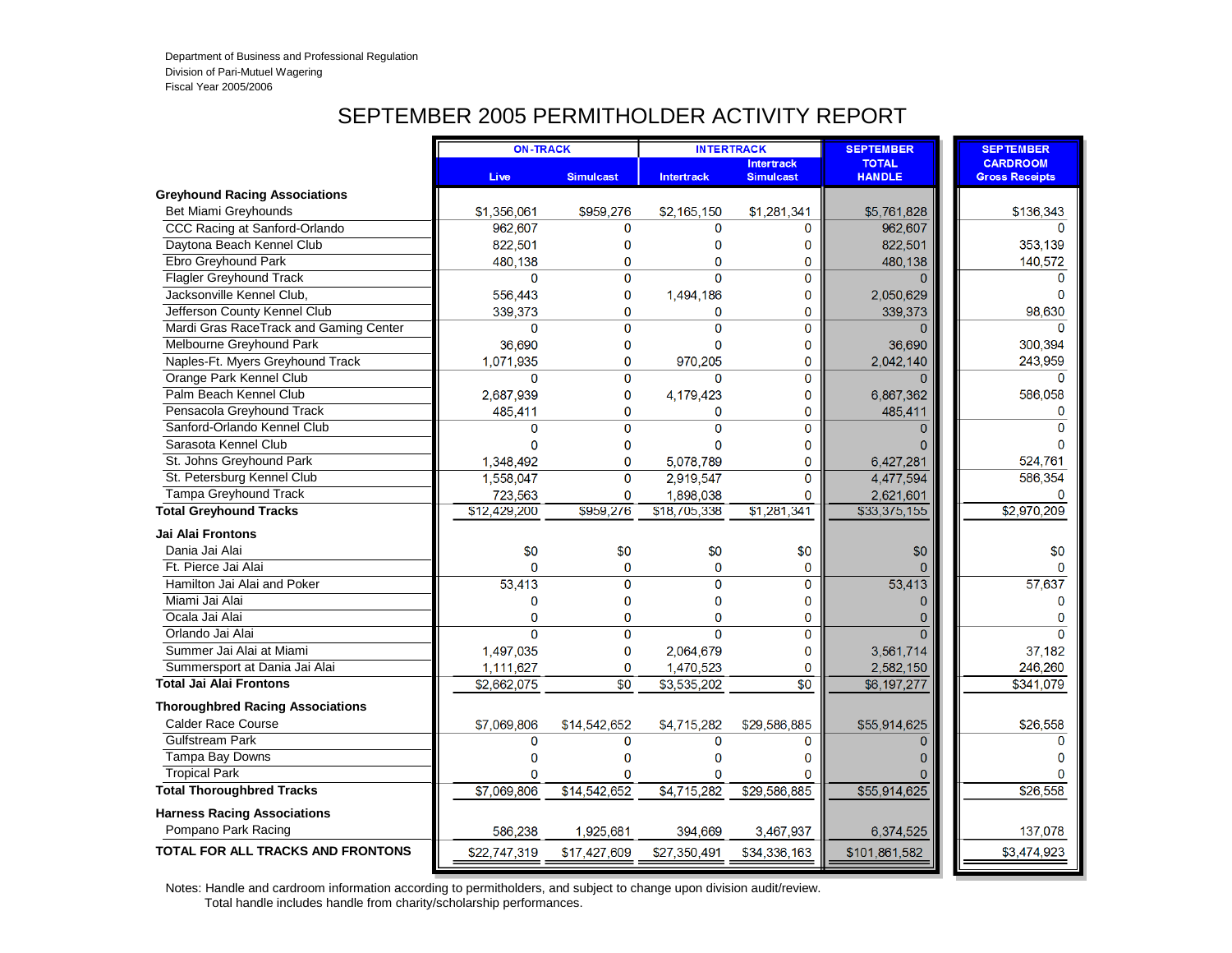Department of Business and Professional Regulation
Division of Pari-Mutuel Wagering
Fiscal Year 2005/2006

# SEPTEMBER 2005 PERMITHOLDER ACTIVITY REPORT

| | ON-TRACK | | INTERTRACK | | SEPTEMBER TOTAL HANDLE | SEPTEMBER CARDROOM Gross Receipts |
|---|---|---|---|---|---|---|
| | Live | Simulcast | Intertrack | Intertrack Simulcast | | |
| **Greyhound Racing Associations** | | | | | | |
| Bet Miami Greyhounds | $1,356,061 | $959,276 | $2,165,150 | $1,281,341 | $5,761,828 | $136,343 |
| CCC Racing at Sanford-Orlando | 962,607 | 0 | 0 | 0 | 962,607 | 0 |
| Daytona Beach Kennel Club | 822,501 | 0 | 0 | 0 | 822,501 | 353,139 |
| Ebro Greyhound Park | 480,138 | 0 | 0 | 0 | 480,138 | 140,572 |
| Flagler Greyhound Track | 0 | 0 | 0 | 0 | 0 | 0 |
| Jacksonville Kennel Club, | 556,443 | 0 | 1,494,186 | 0 | 2,050,629 | 0 |
| Jefferson County Kennel Club | 339,373 | 0 | 0 | 0 | 339,373 | 98,630 |
| Mardi Gras RaceTrack and Gaming Center | 0 | 0 | 0 | 0 | 0 | 0 |
| Melbourne Greyhound Park | 36,690 | 0 | 0 | 0 | 36,690 | 300,394 |
| Naples-Ft. Myers Greyhound Track | 1,071,935 | 0 | 970,205 | 0 | 2,042,140 | 243,959 |
| Orange Park Kennel Club | 0 | 0 | 0 | 0 | 0 | 0 |
| Palm Beach Kennel Club | 2,687,939 | 0 | 4,179,423 | 0 | 6,867,362 | 586,058 |
| Pensacola Greyhound Track | 485,411 | 0 | 0 | 0 | 485,411 | 0 |
| Sanford-Orlando Kennel Club | 0 | 0 | 0 | 0 | 0 | 0 |
| Sarasota Kennel Club | 0 | 0 | 0 | 0 | 0 | 0 |
| St. Johns Greyhound Park | 1,348,492 | 0 | 5,078,789 | 0 | 6,427,281 | 524,761 |
| St. Petersburg Kennel Club | 1,558,047 | 0 | 2,919,547 | 0 | 4,477,594 | 586,354 |
| Tampa Greyhound Track | 723,563 | 0 | 1,898,038 | 0 | 2,621,601 | 0 |
| **Total Greyhound Tracks** | $12,429,200 | $959,276 | $18,705,338 | $1,281,341 | $33,375,155 | $2,970,209 |
| **Jai Alai Frontons** | | | | | | |
| Dania Jai Alai | $0 | $0 | $0 | $0 | $0 | $0 |
| Ft. Pierce Jai Alai | 0 | 0 | 0 | 0 | 0 | 0 |
| Hamilton Jai Alai and Poker | 53,413 | 0 | 0 | 0 | 53,413 | 57,637 |
| Miami Jai Alai | 0 | 0 | 0 | 0 | 0 | 0 |
| Ocala Jai Alai | 0 | 0 | 0 | 0 | 0 | 0 |
| Orlando Jai Alai | 0 | 0 | 0 | 0 | 0 | 0 |
| Summer Jai Alai at Miami | 1,497,035 | 0 | 2,064,679 | 0 | 3,561,714 | 37,182 |
| Summersport at Dania Jai Alai | 1,111,627 | 0 | 1,470,523 | 0 | 2,582,150 | 246,260 |
| **Total Jai Alai Frontons** | $2,662,075 | $0 | $3,535,202 | $0 | $6,197,277 | $341,079 |
| **Thoroughbred Racing Associations** | | | | | | |
| Calder Race Course | $7,069,806 | $14,542,652 | $4,715,282 | $29,586,885 | $55,914,625 | $26,558 |
| Gulfstream Park | 0 | 0 | 0 | 0 | 0 | 0 |
| Tampa Bay Downs | 0 | 0 | 0 | 0 | 0 | 0 |
| Tropical Park | 0 | 0 | 0 | 0 | 0 | 0 |
| **Total Thoroughbred Tracks** | $7,069,806 | $14,542,652 | $4,715,282 | $29,586,885 | $55,914,625 | $26,558 |
| **Harness Racing Associations** | | | | | | |
| Pompano Park Racing | 586,238 | 1,925,681 | 394,669 | 3,467,937 | 6,374,525 | 137,078 |
| **TOTAL FOR ALL TRACKS AND FRONTONS** | $22,747,319 | $17,427,609 | $27,350,491 | $34,336,163 | $101,861,582 | $3,474,923 |

Notes: Handle and cardroom information according to permitholders, and subject to change upon division audit/review.
Total handle includes handle from charity/scholarship performances.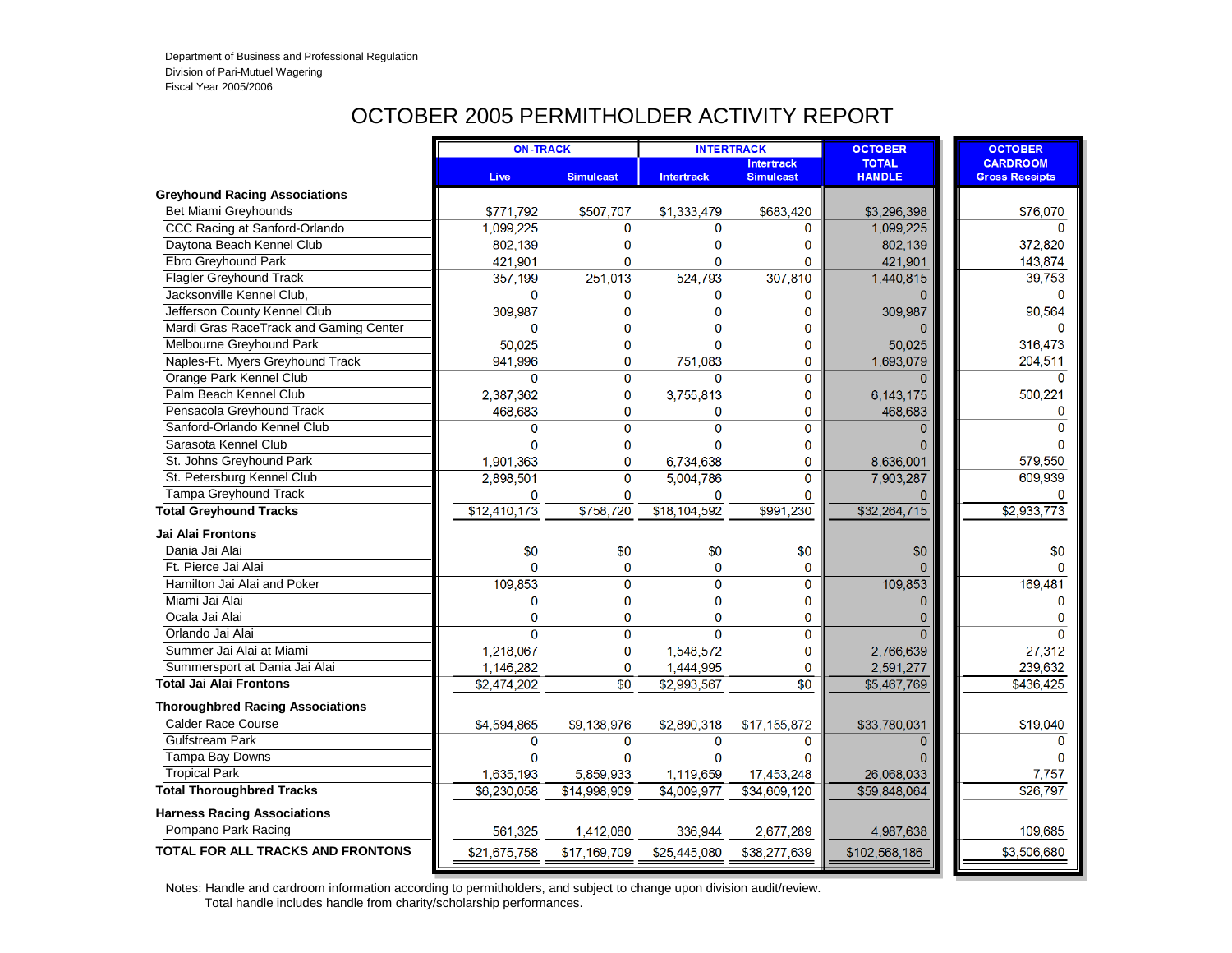Department of Business and Professional Regulation
Division of Pari-Mutuel Wagering
Fiscal Year 2005/2006

# OCTOBER 2005 PERMITHOLDER ACTIVITY REPORT

| | ON-TRACK | | INTERTRACK | | OCTOBER | OCTOBER |
|---|---|---|---|---|---|---|
| | Live | Simulcast | Intertrack | Intertrack Simulcast | TOTAL HANDLE | CARDROOM Gross Receipts |
| **Greyhound Racing Associations** | | | | | | |
| Bet Miami Greyhounds | $771,792 | $507,707 | $1,333,479 | $683,420 | $3,296,398 | $76,070 |
| CCC Racing at Sanford-Orlando | 1,099,225 | 0 | 0 | 0 | 1,099,225 | 0 |
| Daytona Beach Kennel Club | 802,139 | 0 | 0 | 0 | 802,139 | 372,820 |
| Ebro Greyhound Park | 421,901 | 0 | 0 | 0 | 421,901 | 143,874 |
| Flagler Greyhound Track | 357,199 | 251,013 | 524,793 | 307,810 | 1,440,815 | 39,753 |
| Jacksonville Kennel Club, | 0 | 0 | 0 | 0 | 0 | 0 |
| Jefferson County Kennel Club | 309,987 | 0 | 0 | 0 | 309,987 | 90,564 |
| Mardi Gras RaceTrack and Gaming Center | 0 | 0 | 0 | 0 | 0 | 0 |
| Melbourne Greyhound Park | 50,025 | 0 | 0 | 0 | 50,025 | 316,473 |
| Naples-Ft. Myers Greyhound Track | 941,996 | 0 | 751,083 | 0 | 1,693,079 | 204,511 |
| Orange Park Kennel Club | 0 | 0 | 0 | 0 | 0 | 0 |
| Palm Beach Kennel Club | 2,387,362 | 0 | 3,755,813 | 0 | 6,143,175 | 500,221 |
| Pensacola Greyhound Track | 468,683 | 0 | 0 | 0 | 468,683 | 0 |
| Sanford-Orlando Kennel Club | 0 | 0 | 0 | 0 | 0 | 0 |
| Sarasota Kennel Club | 0 | 0 | 0 | 0 | 0 | 0 |
| St. Johns Greyhound Park | 1,901,363 | 0 | 6,734,638 | 0 | 8,636,001 | 579,550 |
| St. Petersburg Kennel Club | 2,898,501 | 0 | 5,004,786 | 0 | 7,903,287 | 609,939 |
| Tampa Greyhound Track | 0 | 0 | 0 | 0 | 0 | 0 |
| **Total Greyhound Tracks** | $12,410,173 | $758,720 | $18,104,592 | $991,230 | $32,264,715 | $2,933,773 |
| **Jai Alai Frontons** | | | | | | |
| Dania Jai Alai | $0 | $0 | $0 | $0 | $0 | $0 |
| Ft. Pierce Jai Alai | 0 | 0 | 0 | 0 | 0 | 0 |
| Hamilton Jai Alai and Poker | 109,853 | 0 | 0 | 0 | 109,853 | 169,481 |
| Miami Jai Alai | 0 | 0 | 0 | 0 | 0 | 0 |
| Ocala Jai Alai | 0 | 0 | 0 | 0 | 0 | 0 |
| Orlando Jai Alai | 0 | 0 | 0 | 0 | 0 | 0 |
| Summer Jai Alai at Miami | 1,218,067 | 0 | 1,548,572 | 0 | 2,766,639 | 27,312 |
| Summersport at Dania Jai Alai | 1,146,282 | 0 | 1,444,995 | 0 | 2,591,277 | 239,632 |
| **Total Jai Alai Frontons** | $2,474,202 | $0 | $2,993,567 | $0 | $5,467,769 | $436,425 |
| **Thoroughbred Racing Associations** | | | | | | |
| Calder Race Course | $4,594,865 | $9,138,976 | $2,890,318 | $17,155,872 | $33,780,031 | $19,040 |
| Gulfstream Park | 0 | 0 | 0 | 0 | 0 | 0 |
| Tampa Bay Downs | 0 | 0 | 0 | 0 | 0 | 0 |
| Tropical Park | 1,635,193 | 5,859,933 | 1,119,659 | 17,453,248 | 26,068,033 | 7,757 |
| **Total Thoroughbred Tracks** | $6,230,058 | $14,998,909 | $4,009,977 | $34,609,120 | $59,848,064 | $26,797 |
| **Harness Racing Associations** | | | | | | |
| Pompano Park Racing | 561,325 | 1,412,080 | 336,944 | 2,677,289 | 4,987,638 | 109,685 |
| **TOTAL FOR ALL TRACKS AND FRONTONS** | $21,675,758 | $17,169,709 | $25,445,080 | $38,277,639 | $102,568,186 | $3,506,680 |

Notes: Handle and cardroom information according to permitholders, and subject to change upon division audit/review.
Total handle includes handle from charity/scholarship performances.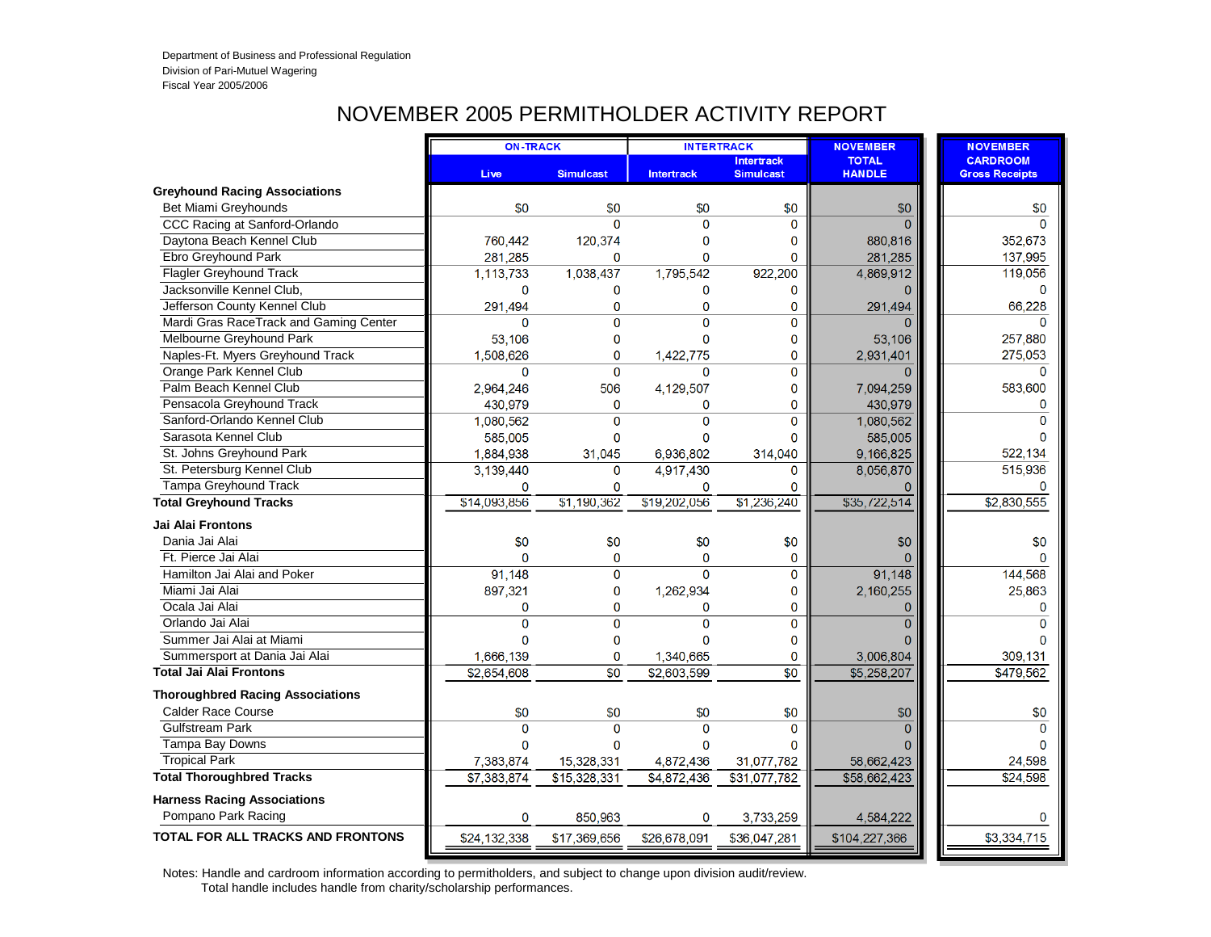Department of Business and Professional Regulation
Division of Pari-Mutuel Wagering
Fiscal Year 2005/2006

# NOVEMBER 2005 PERMITHOLDER ACTIVITY REPORT

| | ON-TRACK | | INTERTRACK | | NOVEMBER TOTAL HANDLE | NOVEMBER CARDROOM Gross Receipts |
|---|---|---|---|---|---|---|
| | Live | Simulcast | Intertrack | Intertrack Simulcast | | |
| **Greyhound Racing Associations** | | | | | | |
| Bet Miami Greyhounds | $0 | $0 | $0 | $0 | $0 | $0 |
| CCC Racing at Sanford-Orlando | | 0 | 0 | 0 | 0 | 0 |
| Daytona Beach Kennel Club | 760,442 | 120,374 | 0 | 0 | 880,816 | 352,673 |
| Ebro Greyhound Park | 281,285 | 0 | 0 | 0 | 281,285 | 137,995 |
| Flagler Greyhound Track | 1,113,733 | 1,038,437 | 1,795,542 | 922,200 | 4,869,912 | 119,056 |
| Jacksonville Kennel Club, | 0 | 0 | 0 | 0 | 0 | 0 |
| Jefferson County Kennel Club | 291,494 | 0 | 0 | 0 | 291,494 | 66,228 |
| Mardi Gras RaceTrack and Gaming Center | 0 | 0 | 0 | 0 | 0 | 0 |
| Melbourne Greyhound Park | 53,106 | 0 | 0 | 0 | 53,106 | 257,880 |
| Naples-Ft. Myers Greyhound Track | 1,508,626 | 0 | 1,422,775 | 0 | 2,931,401 | 275,053 |
| Orange Park Kennel Club | 0 | 0 | 0 | 0 | 0 | 0 |
| Palm Beach Kennel Club | 2,964,246 | 506 | 4,129,507 | 0 | 7,094,259 | 583,600 |
| Pensacola Greyhound Track | 430,979 | 0 | 0 | 0 | 430,979 | 0 |
| Sanford-Orlando Kennel Club | 1,080,562 | 0 | 0 | 0 | 1,080,562 | 0 |
| Sarasota Kennel Club | 585,005 | 0 | 0 | 0 | 585,005 | 0 |
| St. Johns Greyhound Park | 1,884,938 | 31,045 | 6,936,802 | 314,040 | 9,166,825 | 522,134 |
| St. Petersburg Kennel Club | 3,139,440 | 0 | 4,917,430 | 0 | 8,056,870 | 515,936 |
| Tampa Greyhound Track | 0 | 0 | 0 | 0 | 0 | 0 |
| **Total Greyhound Tracks** | $14,093,856 | $1,190,362 | $19,202,056 | $1,236,240 | $35,722,514 | $2,830,555 |
| **Jai Alai Frontons** | | | | | | |
| Dania Jai Alai | $0 | $0 | $0 | $0 | $0 | $0 |
| Ft. Pierce Jai Alai | 0 | 0 | 0 | 0 | 0 | 0 |
| Hamilton Jai Alai and Poker | 91,148 | 0 | 0 | 0 | 91,148 | 144,568 |
| Miami Jai Alai | 897,321 | 0 | 1,262,934 | 0 | 2,160,255 | 25,863 |
| Ocala Jai Alai | 0 | 0 | 0 | 0 | 0 | 0 |
| Orlando Jai Alai | 0 | 0 | 0 | 0 | 0 | 0 |
| Summer Jai Alai at Miami | 0 | 0 | 0 | 0 | 0 | 0 |
| Summersport at Dania Jai Alai | 1,666,139 | 0 | 1,340,665 | 0 | 3,006,804 | 309,131 |
| **Total Jai Alai Frontons** | $2,654,608 | $0 | $2,603,599 | $0 | $5,258,207 | $479,562 |
| **Thoroughbred Racing Associations** | | | | | | |
| Calder Race Course | $0 | $0 | $0 | $0 | $0 | $0 |
| Gulfstream Park | 0 | 0 | 0 | 0 | 0 | 0 |
| Tampa Bay Downs | 0 | 0 | 0 | 0 | 0 | 0 |
| Tropical Park | 7,383,874 | 15,328,331 | 4,872,436 | 31,077,782 | 58,662,423 | 24,598 |
| **Total Thoroughbred Tracks** | $7,383,874 | $15,328,331 | $4,872,436 | $31,077,782 | $58,662,423 | $24,598 |
| **Harness Racing Associations** | | | | | | |
| Pompano Park Racing | 0 | 850,963 | 0 | 3,733,259 | 4,584,222 | 0 |
| **TOTAL FOR ALL TRACKS AND FRONTONS** | $24,132,338 | $17,369,656 | $26,678,091 | $36,047,281 | $104,227,366 | $3,334,715 |

Notes: Handle and cardroom information according to permitholders, and subject to change upon division audit/review.
Total handle includes handle from charity/scholarship performances.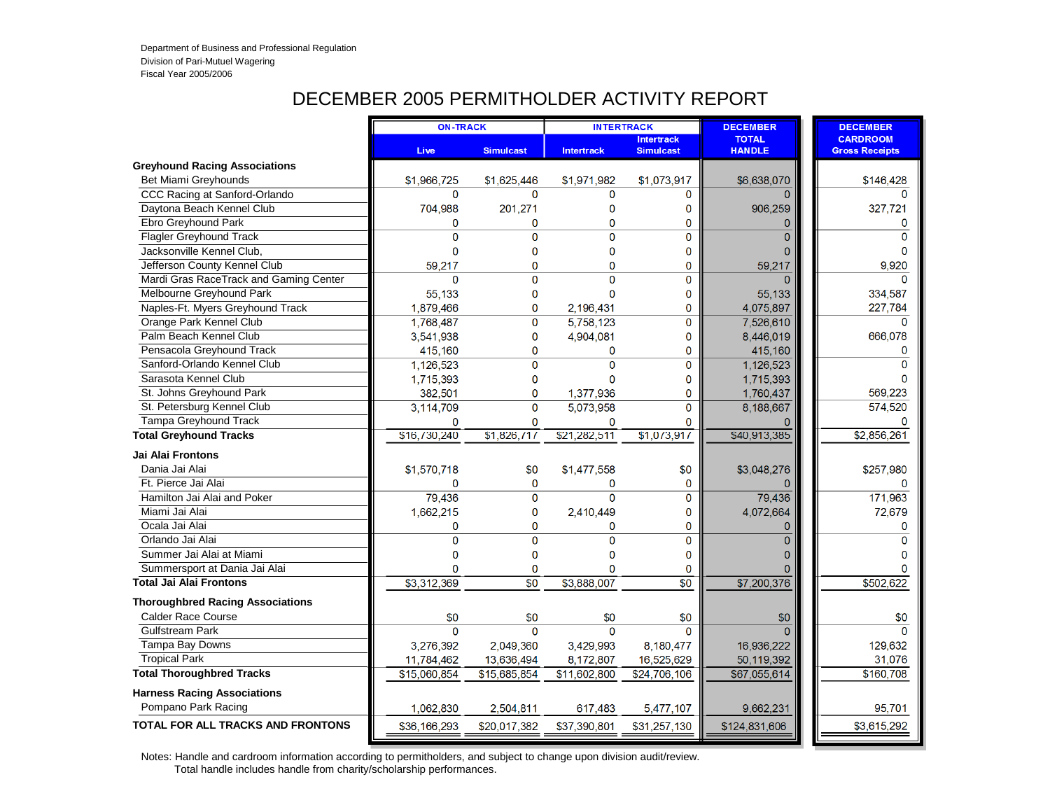Department of Business and Professional Regulation
Division of Pari-Mutuel Wagering
Fiscal Year 2005/2006

# DECEMBER 2005 PERMITHOLDER ACTIVITY REPORT

| | ON-TRACK | | INTERTRACK | | DECEMBER | DECEMBER |
|---|---|---|---|---|---|---|
| | Live | Simulcast | Intertrack | Intertrack Simulcast | TOTAL HANDLE | CARDROOM Gross Receipts |
| **Greyhound Racing Associations** | | | | | | |
| Bet Miami Greyhounds | $1,966,725 | $1,625,446 | $1,971,982 | $1,073,917 | $6,638,070 | $146,428 |
| CCC Racing at Sanford-Orlando | 0 | 0 | 0 | 0 | 0 | 0 |
| Daytona Beach Kennel Club | 704,988 | 201,271 | 0 | 0 | 906,259 | 327,721 |
| Ebro Greyhound Park | 0 | 0 | 0 | 0 | 0 | 0 |
| Flagler Greyhound Track | 0 | 0 | 0 | 0 | 0 | 0 |
| Jacksonville Kennel Club, | 0 | 0 | 0 | 0 | 0 | 0 |
| Jefferson County Kennel Club | 59,217 | 0 | 0 | 0 | 59,217 | 9,920 |
| Mardi Gras RaceTrack and Gaming Center | 0 | 0 | 0 | 0 | 0 | 0 |
| Melbourne Greyhound Park | 55,133 | 0 | 0 | 0 | 55,133 | 334,587 |
| Naples-Ft. Myers Greyhound Track | 1,879,466 | 0 | 2,196,431 | 0 | 4,075,897 | 227,784 |
| Orange Park Kennel Club | 1,768,487 | 0 | 5,758,123 | 0 | 7,526,610 | 0 |
| Palm Beach Kennel Club | 3,541,938 | 0 | 4,904,081 | 0 | 8,446,019 | 666,078 |
| Pensacola Greyhound Track | 415,160 | 0 | 0 | 0 | 415,160 | 0 |
| Sanford-Orlando Kennel Club | 1,126,523 | 0 | 0 | 0 | 1,126,523 | 0 |
| Sarasota Kennel Club | 1,715,393 | 0 | 0 | 0 | 1,715,393 | 0 |
| St. Johns Greyhound Park | 382,501 | 0 | 1,377,936 | 0 | 1,760,437 | 569,223 |
| St. Petersburg Kennel Club | 3,114,709 | 0 | 5,073,958 | 0 | 8,188,667 | 574,520 |
| Tampa Greyhound Track | 0 | 0 | 0 | 0 | 0 | 0 |
| **Total Greyhound Tracks** | $16,730,240 | $1,826,717 | $21,282,511 | $1,073,917 | $40,913,385 | $2,856,261 |
| **Jai Alai Frontons** | | | | | | |
| Dania Jai Alai | $1,570,718 | $0 | $1,477,558 | $0 | $3,048,276 | $257,980 |
| Ft. Pierce Jai Alai | 0 | 0 | 0 | 0 | 0 | 0 |
| Hamilton Jai Alai and Poker | 79,436 | 0 | 0 | 0 | 79,436 | 171,963 |
| Miami Jai Alai | 1,662,215 | 0 | 2,410,449 | 0 | 4,072,664 | 72,679 |
| Ocala Jai Alai | 0 | 0 | 0 | 0 | 0 | 0 |
| Orlando Jai Alai | 0 | 0 | 0 | 0 | 0 | 0 |
| Summer Jai Alai at Miami | 0 | 0 | 0 | 0 | 0 | 0 |
| Summersport at Dania Jai Alai | 0 | 0 | 0 | 0 | 0 | 0 |
| **Total Jai Alai Frontons** | $3,312,369 | $0 | $3,888,007 | $0 | $7,200,376 | $502,622 |
| **Thoroughbred Racing Associations** | | | | | | |
| Calder Race Course | $0 | $0 | $0 | $0 | $0 | $0 |
| Gulfstream Park | 0 | 0 | 0 | 0 | 0 | 0 |
| Tampa Bay Downs | 3,276,392 | 2,049,360 | 3,429,993 | 8,180,477 | 16,936,222 | 129,632 |
| Tropical Park | 11,784,462 | 13,636,494 | 8,172,807 | 16,525,629 | 50,119,392 | 31,076 |
| **Total Thoroughbred Tracks** | $15,060,854 | $15,685,854 | $11,602,800 | $24,706,106 | $67,055,614 | $160,708 |
| **Harness Racing Associations** | | | | | | |
| Pompano Park Racing | 1,062,830 | 2,504,811 | 617,483 | 5,477,107 | 9,662,231 | 95,701 |
| **TOTAL FOR ALL TRACKS AND FRONTONS** | $36,166,293 | $20,017,382 | $37,390,801 | $31,257,130 | $124,831,606 | $3,615,292 |

Notes: Handle and cardroom information according to permitholders, and subject to change upon division audit/review.
Total handle includes handle from charity/scholarship performances.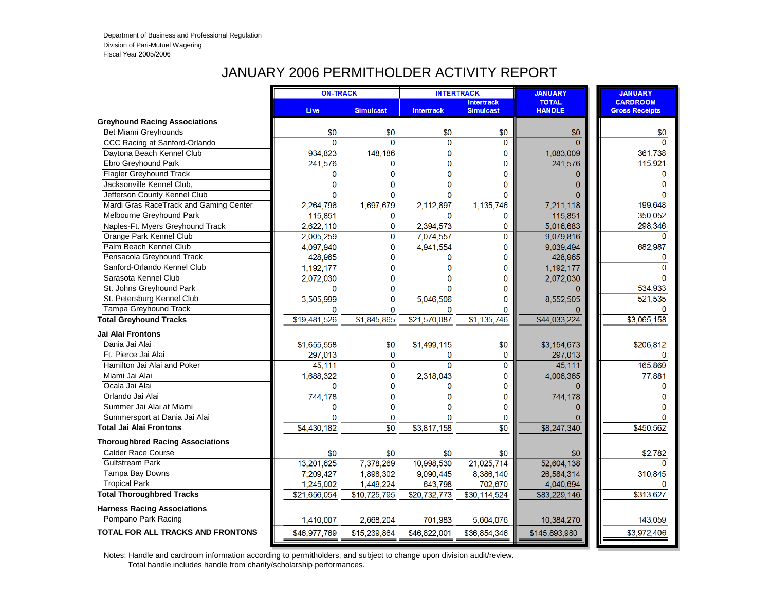Department of Business and Professional Regulation
Division of Pari-Mutuel Wagering
Fiscal Year 2005/2006

# JANUARY 2006 PERMITHOLDER ACTIVITY REPORT

| | ON-TRACK | | INTERTRACK | | JANUARY TOTAL HANDLE | JANUARY CARDROOM Gross Receipts |
|---|---|---|---|---|---|---|
| | Live | Simulcast | Intertrack | Intertrack Simulcast | | |
| **Greyhound Racing Associations** | | | | | | |
| Bet Miami Greyhounds | $0 | $0 | $0 | $0 | $0 | $0 |
| CCC Racing at Sanford-Orlando | 0 | 0 | 0 | 0 | 0 | 0 |
| Daytona Beach Kennel Club | 934,823 | 148,186 | 0 | 0 | 1,083,009 | 361,738 |
| Ebro Greyhound Park | 241,576 | 0 | 0 | 0 | 241,576 | 115,921 |
| Flagler Greyhound Track | 0 | 0 | 0 | 0 | 0 | 0 |
| Jacksonville Kennel Club, | 0 | 0 | 0 | 0 | 0 | 0 |
| Jefferson County Kennel Club | 0 | 0 | 0 | 0 | 0 | 0 |
| Mardi Gras RaceTrack and Gaming Center | 2,264,796 | 1,697,679 | 2,112,897 | 1,135,746 | 7,211,118 | 199,648 |
| Melbourne Greyhound Park | 115,851 | 0 | 0 | 0 | 115,851 | 350,052 |
| Naples-Ft. Myers Greyhound Track | 2,622,110 | 0 | 2,394,573 | 0 | 5,016,683 | 298,346 |
| Orange Park Kennel Club | 2,005,259 | 0 | 7,074,557 | 0 | 9,079,816 | 0 |
| Palm Beach Kennel Club | 4,097,940 | 0 | 4,941,554 | 0 | 9,039,494 | 682,987 |
| Pensacola Greyhound Track | 428,965 | 0 | 0 | 0 | 428,965 | 0 |
| Sanford-Orlando Kennel Club | 1,192,177 | 0 | 0 | 0 | 1,192,177 | 0 |
| Sarasota Kennel Club | 2,072,030 | 0 | 0 | 0 | 2,072,030 | 0 |
| St. Johns Greyhound Park | 0 | 0 | 0 | 0 | 0 | 534,933 |
| St. Petersburg Kennel Club | 3,505,999 | 0 | 5,046,506 | 0 | 8,552,505 | 521,535 |
| Tampa Greyhound Track | 0 | 0 | 0 | 0 | 0 | 0 |
| **Total Greyhound Tracks** | $19,481,526 | $1,845,865 | $21,570,087 | $1,135,746 | $44,033,224 | $3,065,158 |
| **Jai Alai Frontons** | | | | | | |
| Dania Jai Alai | $1,655,558 | $0 | $1,499,115 | $0 | $3,154,673 | $206,812 |
| Ft. Pierce Jai Alai | 297,013 | 0 | 0 | 0 | 297,013 | 0 |
| Hamilton Jai Alai and Poker | 45,111 | 0 | 0 | 0 | 45,111 | 165,869 |
| Miami Jai Alai | 1,688,322 | 0 | 2,318,043 | 0 | 4,006,365 | 77,881 |
| Ocala Jai Alai | 0 | 0 | 0 | 0 | 0 | 0 |
| Orlando Jai Alai | 744,178 | 0 | 0 | 0 | 744,178 | 0 |
| Summer Jai Alai at Miami | 0 | 0 | 0 | 0 | 0 | 0 |
| Summersport at Dania Jai Alai | 0 | 0 | 0 | 0 | 0 | 0 |
| **Total Jai Alai Frontons** | $4,430,182 | $0 | $3,817,158 | $0 | $8,247,340 | $450,562 |
| **Thoroughbred Racing Associations** | | | | | | |
| Calder Race Course | $0 | $0 | $0 | $0 | $0 | $2,782 |
| Gulfstream Park | 13,201,625 | 7,378,269 | 10,998,530 | 21,025,714 | 52,604,138 | 0 |
| Tampa Bay Downs | 7,209,427 | 1,898,302 | 9,090,445 | 8,386,140 | 26,584,314 | 310,845 |
| Tropical Park | 1,245,002 | 1,449,224 | 643,798 | 702,670 | 4,040,694 | 0 |
| **Total Thoroughbred Tracks** | $21,656,054 | $10,725,795 | $20,732,773 | $30,114,524 | $83,229,146 | $313,627 |
| **Harness Racing Associations** | | | | | | |
| Pompano Park Racing | 1,410,007 | 2,668,204 | 701,983 | 5,604,076 | 10,384,270 | 143,059 |
| **TOTAL FOR ALL TRACKS AND FRONTONS** | $46,977,769 | $15,239,864 | $46,822,001 | $36,854,346 | $145,893,980 | $3,972,406 |

Notes: Handle and cardroom information according to permitholders, and subject to change upon division audit/review.
Total handle includes handle from charity/scholarship performances.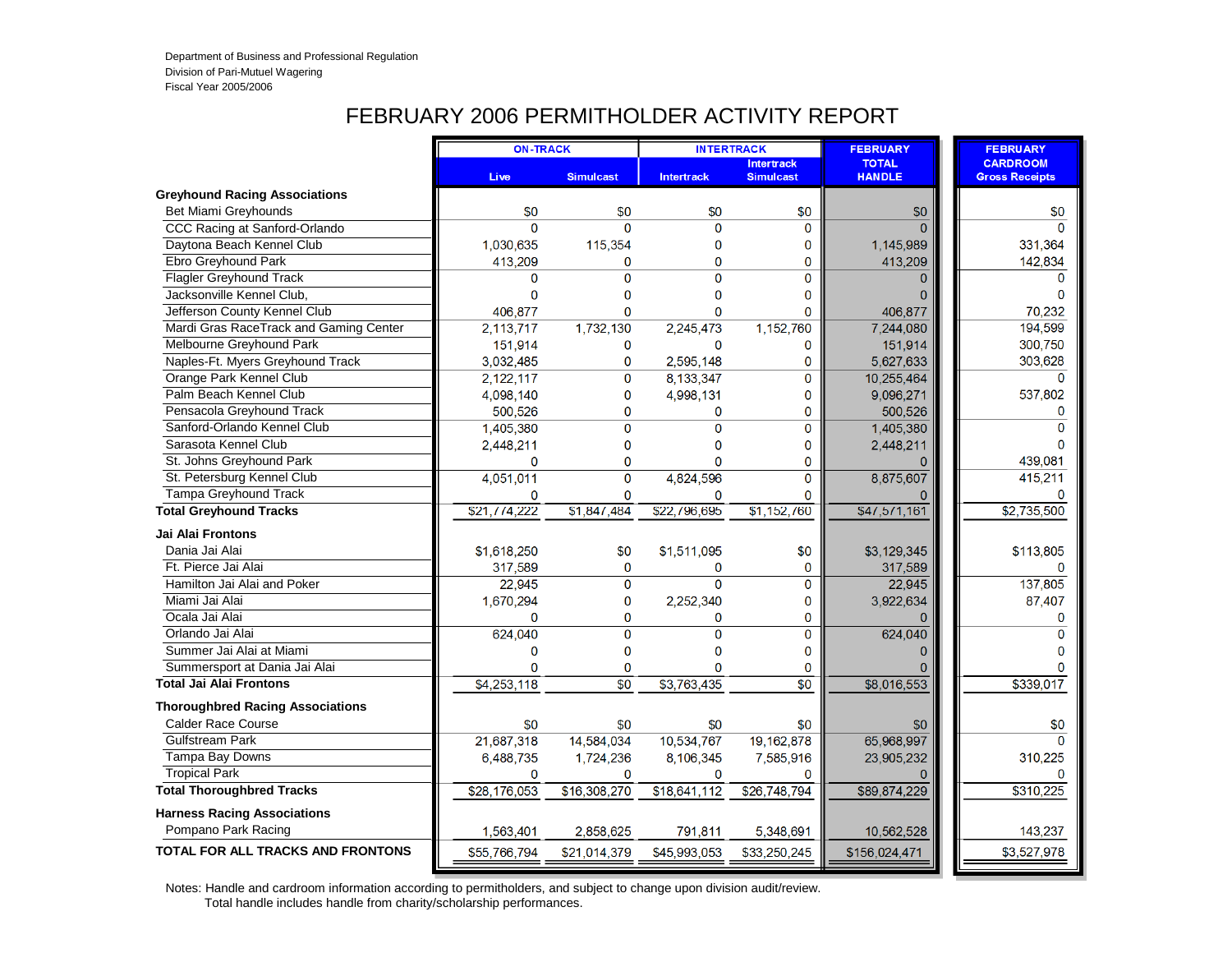Department of Business and Professional Regulation
Division of Pari-Mutuel Wagering
Fiscal Year 2005/2006

# FEBRUARY 2006 PERMITHOLDER ACTIVITY REPORT

| | ON-TRACK | | INTERTRACK | | FEBRUARY | FEBRUARY |
|---|---|---|---|---|---|---|
| | Live | Simulcast | Intertrack | Intertrack Simulcast | TOTAL HANDLE | CARDROOM Gross Receipts |
| **Greyhound Racing Associations** | | | | | | |
| Bet Miami Greyhounds | $0 | $0 | $0 | $0 | $0 | $0 |
| CCC Racing at Sanford-Orlando | 0 | 0 | 0 | 0 | 0 | 0 |
| Daytona Beach Kennel Club | 1,030,635 | 115,354 | 0 | 0 | 1,145,989 | 331,364 |
| Ebro Greyhound Park | 413,209 | 0 | 0 | 0 | 413,209 | 142,834 |
| Flagler Greyhound Track | 0 | 0 | 0 | 0 | 0 | 0 |
| Jacksonville Kennel Club, | 0 | 0 | 0 | 0 | 0 | 0 |
| Jefferson County Kennel Club | 406,877 | 0 | 0 | 0 | 406,877 | 70,232 |
| Mardi Gras RaceTrack and Gaming Center | 2,113,717 | 1,732,130 | 2,245,473 | 1,152,760 | 7,244,080 | 194,599 |
| Melbourne Greyhound Park | 151,914 | 0 | 0 | 0 | 151,914 | 300,750 |
| Naples-Ft. Myers Greyhound Track | 3,032,485 | 0 | 2,595,148 | 0 | 5,627,633 | 303,628 |
| Orange Park Kennel Club | 2,122,117 | 0 | 8,133,347 | 0 | 10,255,464 | 0 |
| Palm Beach Kennel Club | 4,098,140 | 0 | 4,998,131 | 0 | 9,096,271 | 537,802 |
| Pensacola Greyhound Track | 500,526 | 0 | 0 | 0 | 500,526 | 0 |
| Sanford-Orlando Kennel Club | 1,405,380 | 0 | 0 | 0 | 1,405,380 | 0 |
| Sarasota Kennel Club | 2,448,211 | 0 | 0 | 0 | 2,448,211 | 0 |
| St. Johns Greyhound Park | 0 | 0 | 0 | 0 | 0 | 439,081 |
| St. Petersburg Kennel Club | 4,051,011 | 0 | 4,824,596 | 0 | 8,875,607 | 415,211 |
| Tampa Greyhound Track | 0 | 0 | 0 | 0 | 0 | 0 |
| **Total Greyhound Tracks** | $21,774,222 | $1,847,484 | $22,796,695 | $1,152,760 | $47,571,161 | $2,735,500 |
| **Jai Alai Frontons** | | | | | | |
| Dania Jai Alai | $1,618,250 | $0 | $1,511,095 | $0 | $3,129,345 | $113,805 |
| Ft. Pierce Jai Alai | 317,589 | 0 | 0 | 0 | 317,589 | 0 |
| Hamilton Jai Alai and Poker | 22,945 | 0 | 0 | 0 | 22,945 | 137,805 |
| Miami Jai Alai | 1,670,294 | 0 | 2,252,340 | 0 | 3,922,634 | 87,407 |
| Ocala Jai Alai | 0 | 0 | 0 | 0 | 0 | 0 |
| Orlando Jai Alai | 624,040 | 0 | 0 | 0 | 624,040 | 0 |
| Summer Jai Alai at Miami | 0 | 0 | 0 | 0 | 0 | 0 |
| Summersport at Dania Jai Alai | 0 | 0 | 0 | 0 | 0 | 0 |
| **Total Jai Alai Frontons** | $4,253,118 | $0 | $3,763,435 | $0 | $8,016,553 | $339,017 |
| **Thoroughbred Racing Associations** | | | | | | |
| Calder Race Course | $0 | $0 | $0 | $0 | $0 | $0 |
| Gulfstream Park | 21,687,318 | 14,584,034 | 10,534,767 | 19,162,878 | 65,968,997 | 0 |
| Tampa Bay Downs | 6,488,735 | 1,724,236 | 8,106,345 | 7,585,916 | 23,905,232 | 310,225 |
| Tropical Park | 0 | 0 | 0 | 0 | 0 | 0 |
| **Total Thoroughbred Tracks** | $28,176,053 | $16,308,270 | $18,641,112 | $26,748,794 | $89,874,229 | $310,225 |
| **Harness Racing Associations** | | | | | | |
| Pompano Park Racing | 1,563,401 | 2,858,625 | 791,811 | 5,348,691 | 10,562,528 | 143,237 |
| **TOTAL FOR ALL TRACKS AND FRONTONS** | $55,766,794 | $21,014,379 | $45,993,053 | $33,250,245 | $156,024,471 | $3,527,978 |

Notes: Handle and cardroom information according to permitholders, and subject to change upon division audit/review.
Total handle includes handle from charity/scholarship performances.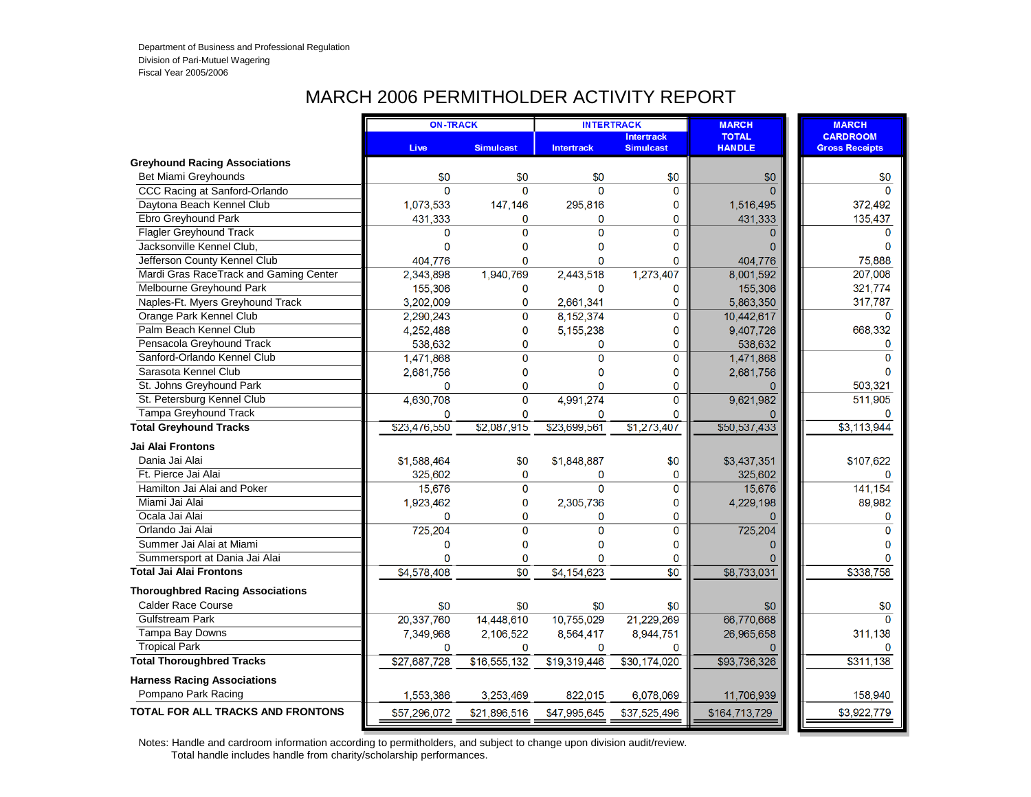Department of Business and Professional Regulation
Division of Pari-Mutuel Wagering
Fiscal Year 2005/2006

# MARCH 2006 PERMITHOLDER ACTIVITY REPORT

| | ON-TRACK | | INTERTRACK | | MARCH TOTAL HANDLE | MARCH CARDROOM Gross Receipts |
|---|---|---|---|---|---|---|
| | Live | Simulcast | Intertrack | Intertrack Simulcast | | |
| **Greyhound Racing Associations** | | | | | | |
| Bet Miami Greyhounds | $0 | $0 | $0 | $0 | $0 | $0 |
| CCC Racing at Sanford-Orlando | 0 | 0 | 0 | 0 | 0 | 0 |
| Daytona Beach Kennel Club | 1,073,533 | 147,146 | 295,816 | 0 | 1,516,495 | 372,492 |
| Ebro Greyhound Park | 431,333 | 0 | 0 | 0 | 431,333 | 135,437 |
| Flagler Greyhound Track | 0 | 0 | 0 | 0 | 0 | 0 |
| Jacksonville Kennel Club, | 0 | 0 | 0 | 0 | 0 | 0 |
| Jefferson County Kennel Club | 404,776 | 0 | 0 | 0 | 404,776 | 75,888 |
| Mardi Gras RaceTrack and Gaming Center | 2,343,898 | 1,940,769 | 2,443,518 | 1,273,407 | 8,001,592 | 207,008 |
| Melbourne Greyhound Park | 155,306 | 0 | 0 | 0 | 155,306 | 321,774 |
| Naples-Ft. Myers Greyhound Track | 3,202,009 | 0 | 2,661,341 | 0 | 5,863,350 | 317,787 |
| Orange Park Kennel Club | 2,290,243 | 0 | 8,152,374 | 0 | 10,442,617 | 0 |
| Palm Beach Kennel Club | 4,252,488 | 0 | 5,155,238 | 0 | 9,407,726 | 668,332 |
| Pensacola Greyhound Track | 538,632 | 0 | 0 | 0 | 538,632 | 0 |
| Sanford-Orlando Kennel Club | 1,471,868 | 0 | 0 | 0 | 1,471,868 | 0 |
| Sarasota Kennel Club | 2,681,756 | 0 | 0 | 0 | 2,681,756 | 0 |
| St. Johns Greyhound Park | 0 | 0 | 0 | 0 | 0 | 503,321 |
| St. Petersburg Kennel Club | 4,630,708 | 0 | 4,991,274 | 0 | 9,621,982 | 511,905 |
| Tampa Greyhound Track | 0 | 0 | 0 | 0 | 0 | 0 |
| **Total Greyhound Tracks** | $23,476,550 | $2,087,915 | $23,699,561 | $1,273,407 | $50,537,433 | $3,113,944 |
| **Jai Alai Frontons** | | | | | | |
| Dania Jai Alai | $1,588,464 | $0 | $1,848,887 | $0 | $3,437,351 | $107,622 |
| Ft. Pierce Jai Alai | 325,602 | 0 | 0 | 0 | 325,602 | 0 |
| Hamilton Jai Alai and Poker | 15,676 | 0 | 0 | 0 | 15,676 | 141,154 |
| Miami Jai Alai | 1,923,462 | 0 | 2,305,736 | 0 | 4,229,198 | 89,982 |
| Ocala Jai Alai | 0 | 0 | 0 | 0 | 0 | 0 |
| Orlando Jai Alai | 725,204 | 0 | 0 | 0 | 725,204 | 0 |
| Summer Jai Alai at Miami | 0 | 0 | 0 | 0 | 0 | 0 |
| Summersport at Dania Jai Alai | 0 | 0 | 0 | 0 | 0 | 0 |
| **Total Jai Alai Frontons** | $4,578,408 | $0 | $4,154,623 | $0 | $8,733,031 | $338,758 |
| **Thoroughbred Racing Associations** | | | | | | |
| Calder Race Course | $0 | $0 | $0 | $0 | $0 | $0 |
| Gulfstream Park | 20,337,760 | 14,448,610 | 10,755,029 | 21,229,269 | 66,770,668 | 0 |
| Tampa Bay Downs | 7,349,968 | 2,106,522 | 8,564,417 | 8,944,751 | 26,965,658 | 311,138 |
| Tropical Park | 0 | 0 | 0 | 0 | 0 | 0 |
| **Total Thoroughbred Tracks** | $27,687,728 | $16,555,132 | $19,319,446 | $30,174,020 | $93,736,326 | $311,138 |
| **Harness Racing Associations** | | | | | | |
| Pompano Park Racing | 1,553,386 | 3,253,469 | 822,015 | 6,078,069 | 11,706,939 | 158,940 |
| **TOTAL FOR ALL TRACKS AND FRONTONS** | $57,296,072 | $21,896,516 | $47,995,645 | $37,525,496 | $164,713,729 | $3,922,779 |

Notes: Handle and cardroom information according to permitholders, and subject to change upon division audit/review.
Total handle includes handle from charity/scholarship performances.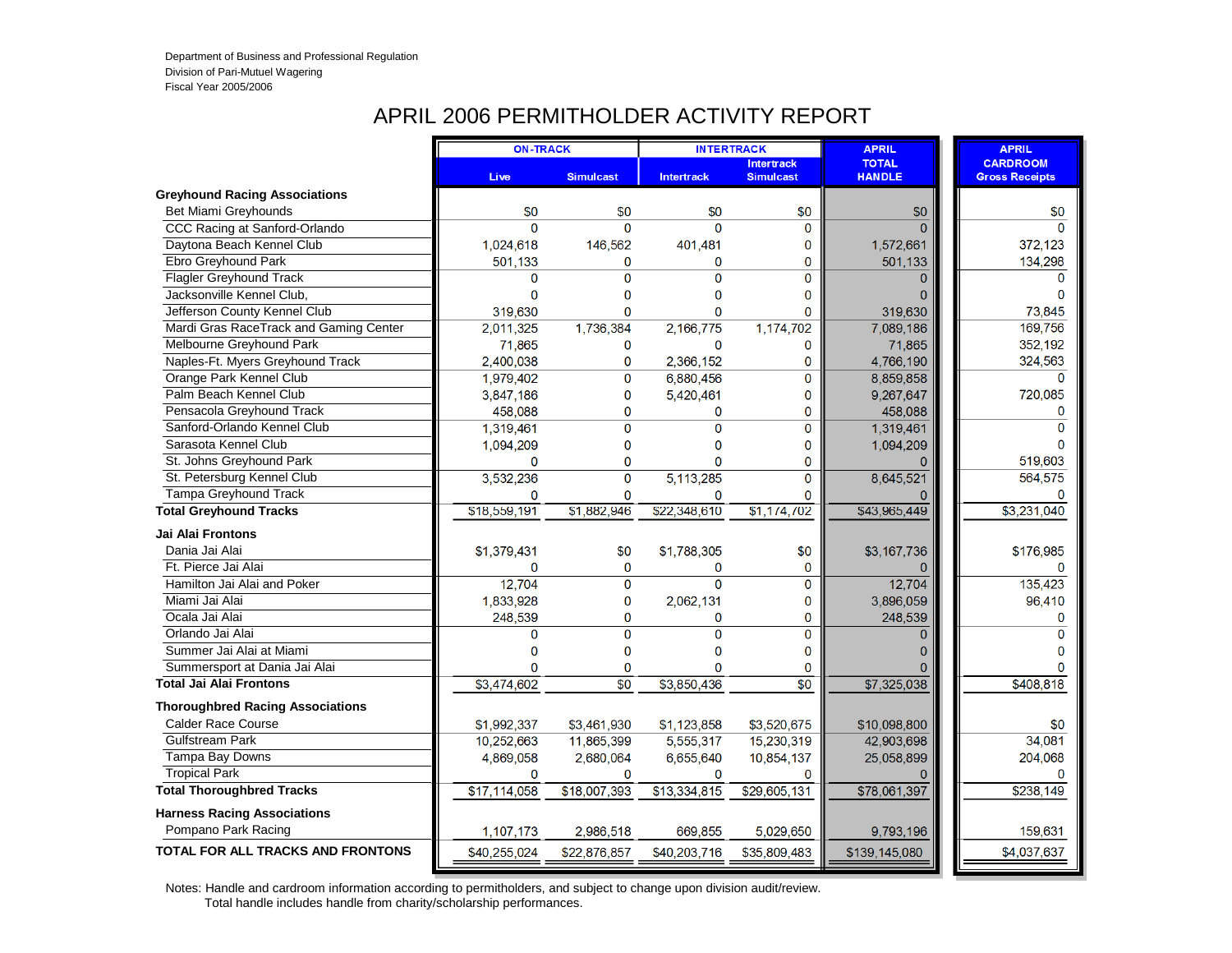Department of Business and Professional Regulation
Division of Pari-Mutuel Wagering
Fiscal Year 2005/2006

# APRIL 2006 PERMITHOLDER ACTIVITY REPORT

| | ON-TRACK | | INTERTRACK | | APRIL | APRIL |
|---|---|---|---|---|---|---|
| | Live | Simulcast | Intertrack | Intertrack Simulcast | TOTAL HANDLE | CARDROOM Gross Receipts |
| **Greyhound Racing Associations** | | | | | | |
| Bet Miami Greyhounds | $0 | $0 | $0 | $0 | $0 | $0 |
| CCC Racing at Sanford-Orlando | 0 | 0 | 0 | 0 | 0 | 0 |
| Daytona Beach Kennel Club | 1,024,618 | 146,562 | 401,481 | 0 | 1,572,661 | 372,123 |
| Ebro Greyhound Park | 501,133 | 0 | 0 | 0 | 501,133 | 134,298 |
| Flagler Greyhound Track | 0 | 0 | 0 | 0 | 0 | 0 |
| Jacksonville Kennel Club, | 0 | 0 | 0 | 0 | 0 | 0 |
| Jefferson County Kennel Club | 319,630 | 0 | 0 | 0 | 319,630 | 73,845 |
| Mardi Gras RaceTrack and Gaming Center | 2,011,325 | 1,736,384 | 2,166,775 | 1,174,702 | 7,089,186 | 169,756 |
| Melbourne Greyhound Park | 71,865 | 0 | 0 | 0 | 71,865 | 352,192 |
| Naples-Ft. Myers Greyhound Track | 2,400,038 | 0 | 2,366,152 | 0 | 4,766,190 | 324,563 |
| Orange Park Kennel Club | 1,979,402 | 0 | 6,880,456 | 0 | 8,859,858 | 0 |
| Palm Beach Kennel Club | 3,847,186 | 0 | 5,420,461 | 0 | 9,267,647 | 720,085 |
| Pensacola Greyhound Track | 458,088 | 0 | 0 | 0 | 458,088 | 0 |
| Sanford-Orlando Kennel Club | 1,319,461 | 0 | 0 | 0 | 1,319,461 | 0 |
| Sarasota Kennel Club | 1,094,209 | 0 | 0 | 0 | 1,094,209 | 0 |
| St. Johns Greyhound Park | 0 | 0 | 0 | 0 | 0 | 519,603 |
| St. Petersburg Kennel Club | 3,532,236 | 0 | 5,113,285 | 0 | 8,645,521 | 564,575 |
| Tampa Greyhound Track | 0 | 0 | 0 | 0 | 0 | 0 |
| **Total Greyhound Tracks** | $18,559,191 | $1,882,946 | $22,348,610 | $1,174,702 | $43,965,449 | $3,231,040 |
| **Jai Alai Frontons** | | | | | | |
| Dania Jai Alai | $1,379,431 | $0 | $1,788,305 | $0 | $3,167,736 | $176,985 |
| Ft. Pierce Jai Alai | 0 | 0 | 0 | 0 | 0 | 0 |
| Hamilton Jai Alai and Poker | 12,704 | 0 | 0 | 0 | 12,704 | 135,423 |
| Miami Jai Alai | 1,833,928 | 0 | 2,062,131 | 0 | 3,896,059 | 96,410 |
| Ocala Jai Alai | 248,539 | 0 | 0 | 0 | 248,539 | 0 |
| Orlando Jai Alai | 0 | 0 | 0 | 0 | 0 | 0 |
| Summer Jai Alai at Miami | 0 | 0 | 0 | 0 | 0 | 0 |
| Summersport at Dania Jai Alai | 0 | 0 | 0 | 0 | 0 | 0 |
| **Total Jai Alai Frontons** | $3,474,602 | $0 | $3,850,436 | $0 | $7,325,038 | $408,818 |
| **Thoroughbred Racing Associations** | | | | | | |
| Calder Race Course | $1,992,337 | $3,461,930 | $1,123,858 | $3,520,675 | $10,098,800 | $0 |
| Gulfstream Park | 10,252,663 | 11,865,399 | 5,555,317 | 15,230,319 | 42,903,698 | 34,081 |
| Tampa Bay Downs | 4,869,058 | 2,680,064 | 6,655,640 | 10,854,137 | 25,058,899 | 204,068 |
| Tropical Park | 0 | 0 | 0 | 0 | 0 | 0 |
| **Total Thoroughbred Tracks** | $17,114,058 | $18,007,393 | $13,334,815 | $29,605,131 | $78,061,397 | $238,149 |
| **Harness Racing Associations** | | | | | | |
| Pompano Park Racing | 1,107,173 | 2,986,518 | 669,855 | 5,029,650 | 9,793,196 | 159,631 |
| **TOTAL FOR ALL TRACKS AND FRONTONS** | $40,255,024 | $22,876,857 | $40,203,716 | $35,809,483 | $139,145,080 | $4,037,637 |

Notes: Handle and cardroom information according to permitholders, and subject to change upon division audit/review.
Total handle includes handle from charity/scholarship performances.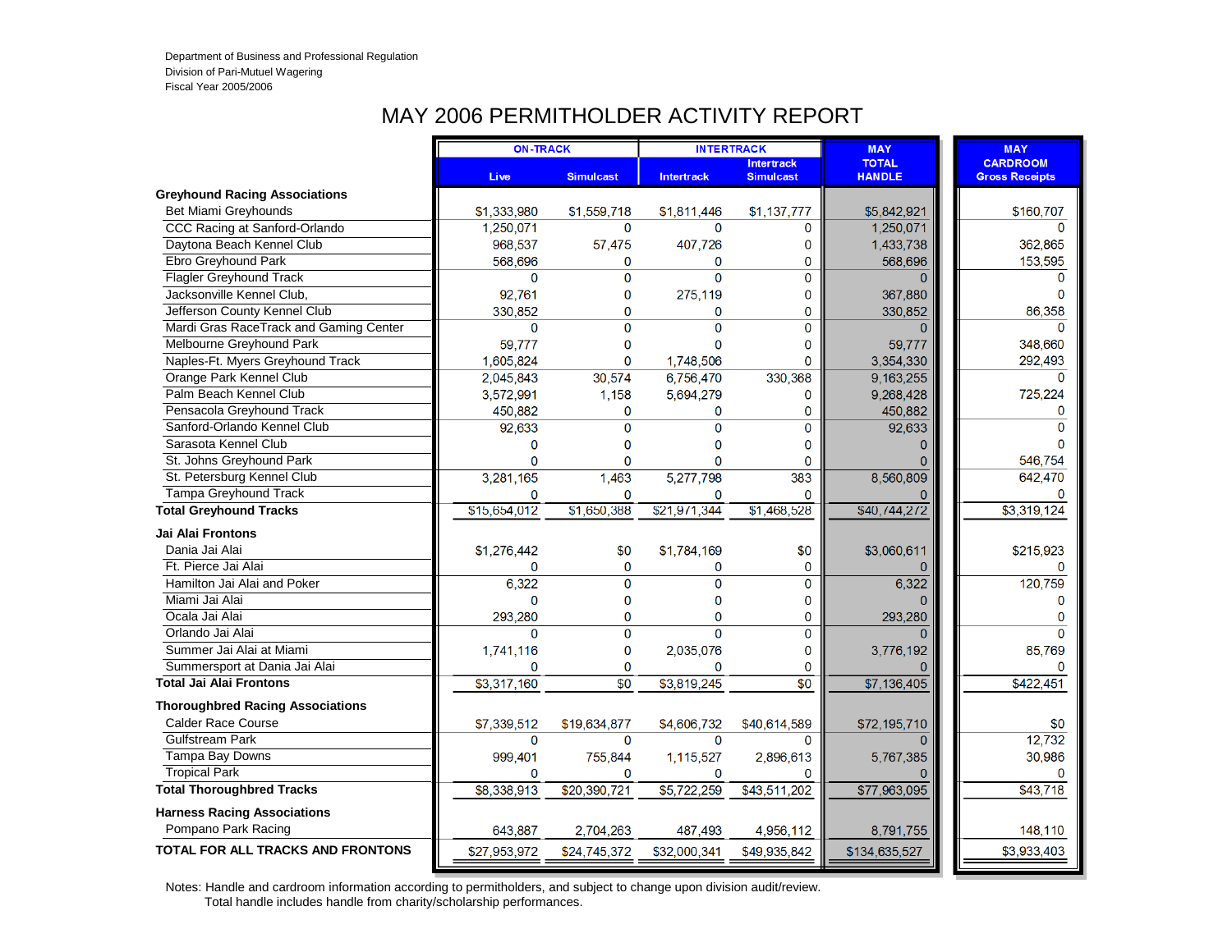Department of Business and Professional Regulation
Division of Pari-Mutuel Wagering
Fiscal Year 2005/2006

# MAY 2006 PERMITHOLDER ACTIVITY REPORT

| | ON-TRACK | | INTERTRACK | | MAY TOTAL HANDLE | MAY CARDROOM Gross Receipts |
|---|---|---|---|---|---|---|
| | Live | Simulcast | Intertrack | Intertrack Simulcast | | |
| **Greyhound Racing Associations** | | | | | | |
| Bet Miami Greyhounds | $1,333,980 | $1,559,718 | $1,811,446 | $1,137,777 | $5,842,921 | $160,707 |
| CCC Racing at Sanford-Orlando | 1,250,071 | 0 | 0 | 0 | 1,250,071 | 0 |
| Daytona Beach Kennel Club | 968,537 | 57,475 | 407,726 | 0 | 1,433,738 | 362,865 |
| Ebro Greyhound Park | 568,696 | 0 | 0 | 0 | 568,696 | 153,595 |
| Flagler Greyhound Track | 0 | 0 | 0 | 0 | 0 | 0 |
| Jacksonville Kennel Club, | 92,761 | 0 | 275,119 | 0 | 367,880 | 0 |
| Jefferson County Kennel Club | 330,852 | 0 | 0 | 0 | 330,852 | 86,358 |
| Mardi Gras RaceTrack and Gaming Center | 0 | 0 | 0 | 0 | 0 | 0 |
| Melbourne Greyhound Park | 59,777 | 0 | 0 | 0 | 59,777 | 348,660 |
| Naples-Ft. Myers Greyhound Track | 1,605,824 | 0 | 1,748,506 | 0 | 3,354,330 | 292,493 |
| Orange Park Kennel Club | 2,045,843 | 30,574 | 6,756,470 | 330,368 | 9,163,255 | 0 |
| Palm Beach Kennel Club | 3,572,991 | 1,158 | 5,694,279 | 0 | 9,268,428 | 725,224 |
| Pensacola Greyhound Track | 450,882 | 0 | 0 | 0 | 450,882 | 0 |
| Sanford-Orlando Kennel Club | 92,633 | 0 | 0 | 0 | 92,633 | 0 |
| Sarasota Kennel Club | 0 | 0 | 0 | 0 | 0 | 0 |
| St. Johns Greyhound Park | 0 | 0 | 0 | 0 | 0 | 546,754 |
| St. Petersburg Kennel Club | 3,281,165 | 1,463 | 5,277,798 | 383 | 8,560,809 | 642,470 |
| Tampa Greyhound Track | 0 | 0 | 0 | 0 | 0 | 0 |
| **Total Greyhound Tracks** | $15,654,012 | $1,650,388 | $21,971,344 | $1,468,528 | $40,744,272 | $3,319,124 |
| **Jai Alai Frontons** | | | | | | |
| Dania Jai Alai | $1,276,442 | $0 | $1,784,169 | $0 | $3,060,611 | $215,923 |
| Ft. Pierce Jai Alai | 0 | 0 | 0 | 0 | 0 | 0 |
| Hamilton Jai Alai and Poker | 6,322 | 0 | 0 | 0 | 6,322 | 120,759 |
| Miami Jai Alai | 0 | 0 | 0 | 0 | 0 | 0 |
| Ocala Jai Alai | 293,280 | 0 | 0 | 0 | 293,280 | 0 |
| Orlando Jai Alai | 0 | 0 | 0 | 0 | 0 | 0 |
| Summer Jai Alai at Miami | 1,741,116 | 0 | 2,035,076 | 0 | 3,776,192 | 85,769 |
| Summersport at Dania Jai Alai | 0 | 0 | 0 | 0 | 0 | 0 |
| **Total Jai Alai Frontons** | $3,317,160 | $0 | $3,819,245 | $0 | $7,136,405 | $422,451 |
| **Thoroughbred Racing Associations** | | | | | | |
| Calder Race Course | $7,339,512 | $19,634,877 | $4,606,732 | $40,614,589 | $72,195,710 | $0 |
| Gulfstream Park | 0 | 0 | 0 | 0 | 0 | 12,732 |
| Tampa Bay Downs | 999,401 | 755,844 | 1,115,527 | 2,896,613 | 5,767,385 | 30,986 |
| Tropical Park | 0 | 0 | 0 | 0 | 0 | 0 |
| **Total Thoroughbred Tracks** | $8,338,913 | $20,390,721 | $5,722,259 | $43,511,202 | $77,963,095 | $43,718 |
| **Harness Racing Associations** | | | | | | |
| Pompano Park Racing | 643,887 | 2,704,263 | 487,493 | 4,956,112 | 8,791,755 | 148,110 |
| **TOTAL FOR ALL TRACKS AND FRONTONS** | $27,953,972 | $24,745,372 | $32,000,341 | $49,935,842 | $134,635,527 | $3,933,403 |

Notes: Handle and cardroom information according to permitholders, and subject to change upon division audit/review.
Total handle includes handle from charity/scholarship performances.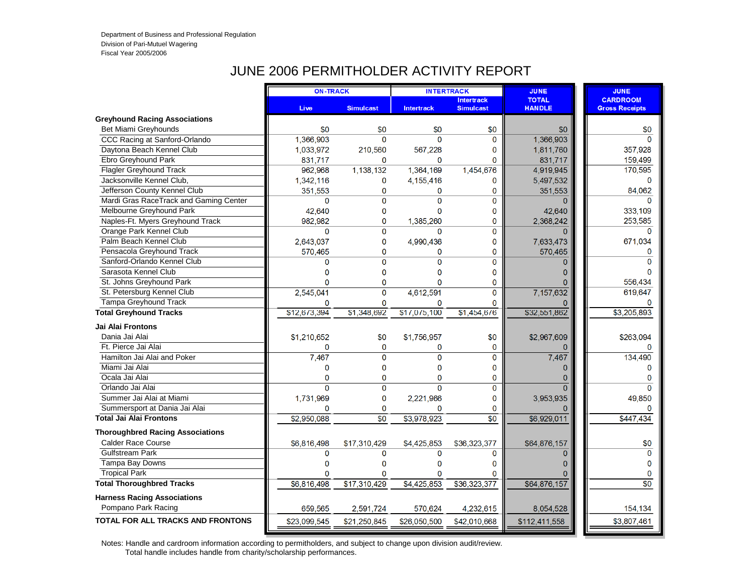Department of Business and Professional Regulation
Division of Pari-Mutuel Wagering
Fiscal Year 2005/2006

# JUNE 2006 PERMITHOLDER ACTIVITY REPORT

| | ON-TRACK | | INTERTRACK | | JUNE | JUNE |
|---|---|---|---|---|---|---|
| | Live | Simulcast | Intertrack | Intertrack Simulcast | TOTAL HANDLE | CARDROOM Gross Receipts |
| **Greyhound Racing Associations** | | | | | | |
| Bet Miami Greyhounds | $0 | $0 | $0 | $0 | $0 | $0 |
| CCC Racing at Sanford-Orlando | 1,366,903 | 0 | 0 | 0 | 1,366,903 | 0 |
| Daytona Beach Kennel Club | 1,033,972 | 210,560 | 567,228 | 0 | 1,811,760 | 357,928 |
| Ebro Greyhound Park | 831,717 | 0 | 0 | 0 | 831,717 | 159,499 |
| Flagler Greyhound Track | 962,968 | 1,138,132 | 1,364,169 | 1,454,676 | 4,919,945 | 170,595 |
| Jacksonville Kennel Club, | 1,342,116 | 0 | 4,155,416 | 0 | 5,497,532 | 0 |
| Jefferson County Kennel Club | 351,553 | 0 | 0 | 0 | 351,553 | 84,062 |
| Mardi Gras RaceTrack and Gaming Center | 0 | 0 | 0 | 0 | 0 | 0 |
| Melbourne Greyhound Park | 42,640 | 0 | 0 | 0 | 42,640 | 333,109 |
| Naples-Ft. Myers Greyhound Track | 982,982 | 0 | 1,385,260 | 0 | 2,368,242 | 253,585 |
| Orange Park Kennel Club | 0 | 0 | 0 | 0 | 0 | 0 |
| Palm Beach Kennel Club | 2,643,037 | 0 | 4,990,436 | 0 | 7,633,473 | 671,034 |
| Pensacola Greyhound Track | 570,465 | 0 | 0 | 0 | 570,465 | 0 |
| Sanford-Orlando Kennel Club | 0 | 0 | 0 | 0 | 0 | 0 |
| Sarasota Kennel Club | 0 | 0 | 0 | 0 | 0 | 0 |
| St. Johns Greyhound Park | 0 | 0 | 0 | 0 | 0 | 556,434 |
| St. Petersburg Kennel Club | 2,545,041 | 0 | 4,612,591 | 0 | 7,157,632 | 619,647 |
| Tampa Greyhound Track | 0 | 0 | 0 | 0 | 0 | 0 |
| **Total Greyhound Tracks** | $12,673,394 | $1,348,692 | $17,075,100 | $1,454,676 | $32,551,862 | $3,205,893 |
| **Jai Alai Frontons** | | | | | | |
| Dania Jai Alai | $1,210,652 | $0 | $1,756,957 | $0 | $2,967,609 | $263,094 |
| Ft. Pierce Jai Alai | 0 | 0 | 0 | 0 | 0 | 0 |
| Hamilton Jai Alai and Poker | 7,467 | 0 | 0 | 0 | 7,467 | 134,490 |
| Miami Jai Alai | 0 | 0 | 0 | 0 | 0 | 0 |
| Ocala Jai Alai | 0 | 0 | 0 | 0 | 0 | 0 |
| Orlando Jai Alai | 0 | 0 | 0 | 0 | 0 | 0 |
| Summer Jai Alai at Miami | 1,731,969 | 0 | 2,221,966 | 0 | 3,953,935 | 49,850 |
| Summersport at Dania Jai Alai | 0 | 0 | 0 | 0 | 0 | 0 |
| **Total Jai Alai Frontons** | $2,950,088 | $0 | $3,978,923 | $0 | $6,929,011 | $447,434 |
| **Thoroughbred Racing Associations** | | | | | | |
| Calder Race Course | $6,816,498 | $17,310,429 | $4,425,853 | $36,323,377 | $64,876,157 | $0 |
| Gulfstream Park | 0 | 0 | 0 | 0 | 0 | 0 |
| Tampa Bay Downs | 0 | 0 | 0 | 0 | 0 | 0 |
| Tropical Park | 0 | 0 | 0 | 0 | 0 | 0 |
| **Total Thoroughbred Tracks** | $6,816,498 | $17,310,429 | $4,425,853 | $36,323,377 | $64,876,157 | $0 |
| **Harness Racing Associations** | | | | | | |
| Pompano Park Racing | 659,565 | 2,591,724 | 570,624 | 4,232,615 | 8,054,528 | 154,134 |
| **TOTAL FOR ALL TRACKS AND FRONTONS** | $23,099,545 | $21,250,845 | $26,050,500 | $42,010,668 | $112,411,558 | $3,807,461 |

Notes: Handle and cardroom information according to permitholders, and subject to change upon division audit/review.
Total handle includes handle from charity/scholarship performances.